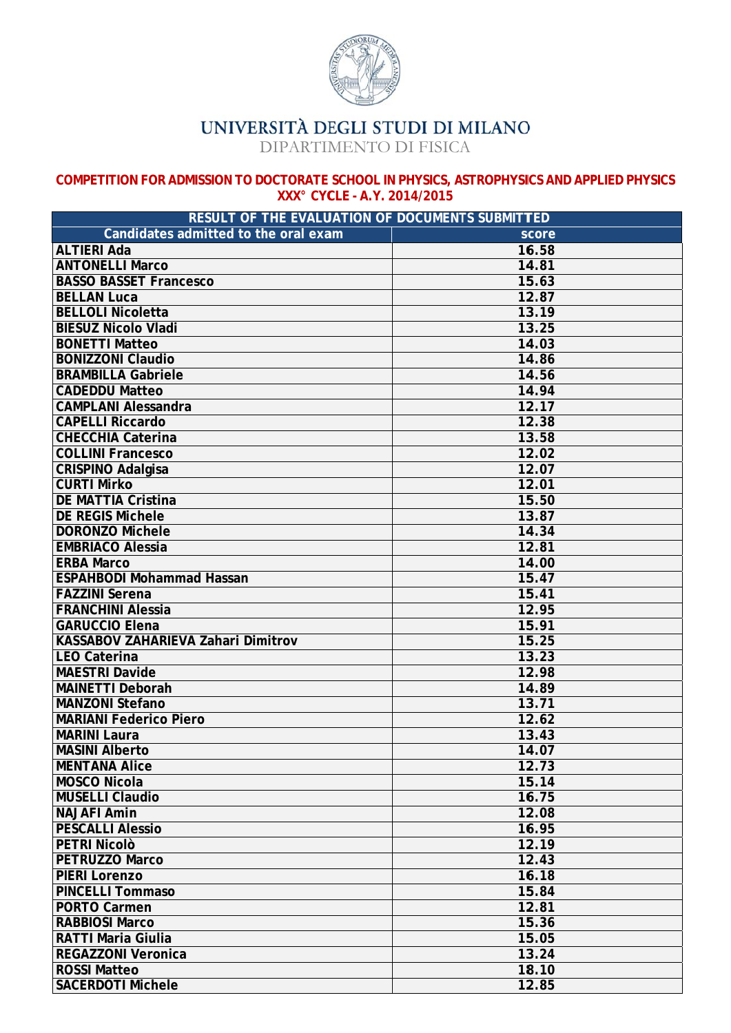# UNIVERSITÀ DEGLI STUDI DI MILANO

## DIPARTIMENTO DI FISICA

### COMPETITION FOR ADMISSION TO DOCTORATE SCHOOL IN PHYSICS, ASTROPHYSICS AND APPLIED PHYSICS XXX° CYCLE - A.Y. 2014/2015

| RESULT OF THE EVALUATION OF DOCUMENTS SUBMITTED | |
|---|---|
| **Candidates admitted to the oral exam** | **score** |
| ALTIERI Ada | 16.58 |
| ANTONELLI Marco | 14.81 |
| BASSO BASSET Francesco | 15.63 |
| BELLAN Luca | 12.87 |
| BELLOLI Nicoletta | 13.19 |
| BIESUZ Nicolo Vladi | 13.25 |
| BONETTI Matteo | 14.03 |
| BONIZZONI Claudio | 14.86 |
| BRAMBILLA Gabriele | 14.56 |
| CADEDDU Matteo | 14.94 |
| CAMPLANI Alessandra | 12.17 |
| CAPELLI Riccardo | 12.38 |
| CHECCHIA Caterina | 13.58 |
| COLLINI Francesco | 12.02 |
| CRISPINO Adalgisa | 12.07 |
| CURTI Mirko | 12.01 |
| DE MATTIA Cristina | 15.50 |
| DE REGIS Michele | 13.87 |
| DORONZO Michele | 14.34 |
| EMBRIACO Alessia | 12.81 |
| ERBA Marco | 14.00 |
| ESPAHBODI Mohammad Hassan | 15.47 |
| FAZZINI Serena | 15.41 |
| FRANCHINI Alessia | 12.95 |
| GARUCCIO Elena | 15.91 |
| KASSABOV ZAHARIEVA Zahari Dimitrov | 15.25 |
| LEO Caterina | 13.23 |
| MAESTRI Davide | 12.98 |
| MAINETTI Deborah | 14.89 |
| MANZONI Stefano | 13.71 |
| MARIANI Federico Piero | 12.62 |
| MARINI Laura | 13.43 |
| MASINI Alberto | 14.07 |
| MENTANA Alice | 12.73 |
| MOSCO Nicola | 15.14 |
| MUSELLI Claudio | 16.75 |
| NAJAFI Amin | 12.08 |
| PESCALLI Alessio | 16.95 |
| PETRI Nicolò | 12.19 |
| PETRUZZO Marco | 12.43 |
| PIERI Lorenzo | 16.18 |
| PINCELLI Tommaso | 15.84 |
| PORTO Carmen | 12.81 |
| RABBIOSI Marco | 15.36 |
| RATTI Maria Giulia | 15.05 |
| REGAZZONI Veronica | 13.24 |
| ROSSI Matteo | 18.10 |
| SACERDOTI Michele | 12.85 |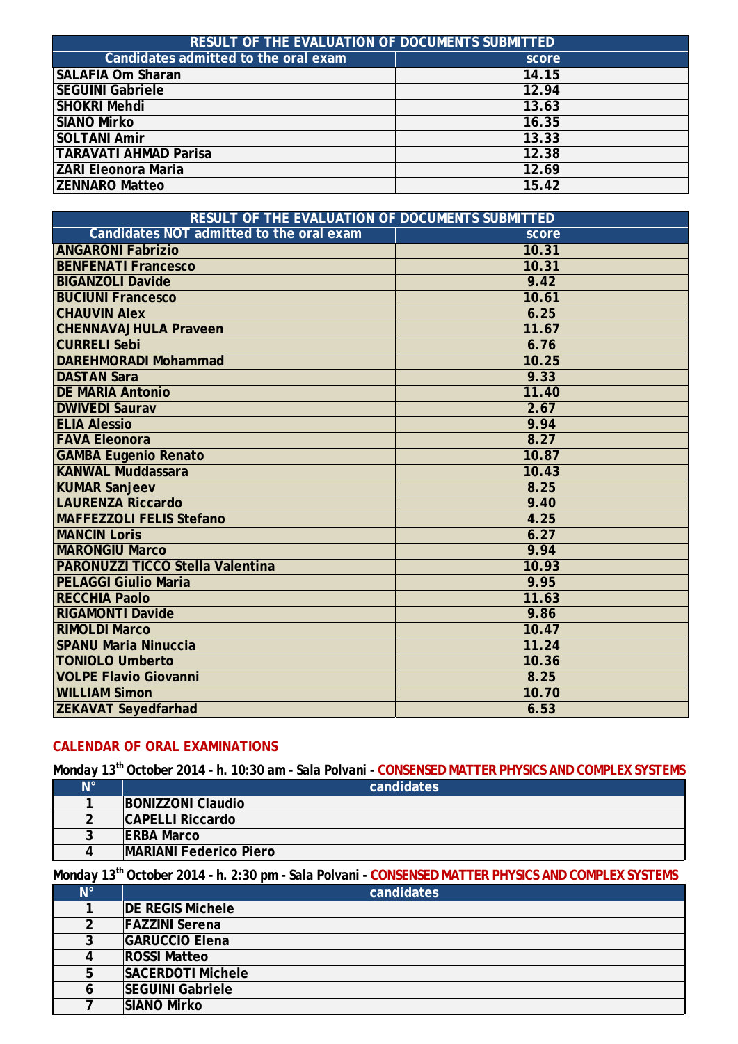| RESULT OF THE EVALUATION OF DOCUMENTS SUBMITTED | |
|---|---|
| **Candidates admitted to the oral exam** | **score** |
| SALAFIA Om Sharan | 14.15 |
| SEGUINI Gabriele | 12.94 |
| SHOKRI Mehdi | 13.63 |
| SIANO Mirko | 16.35 |
| SOLTANI Amir | 13.33 |
| TARAVATI AHMAD Parisa | 12.38 |
| ZARI Eleonora Maria | 12.69 |
| ZENNARO Matteo | 15.42 |

| RESULT OF THE EVALUATION OF DOCUMENTS SUBMITTED | |
|---|---|
| **Candidates NOT admitted to the oral exam** | **score** |
| ANGARONI Fabrizio | 10.31 |
| BENFENATI Francesco | 10.31 |
| BIGANZOLI Davide | 9.42 |
| BUCIUNI Francesco | 10.61 |
| CHAUVIN Alex | 6.25 |
| CHENNAVAJHULA Praveen | 11.67 |
| CURRELI Sebi | 6.76 |
| DAREHMORADI Mohammad | 10.25 |
| DASTAN Sara | 9.33 |
| DE MARIA Antonio | 11.40 |
| DWIVEDI Saurav | 2.67 |
| ELIA Alessio | 9.94 |
| FAVA Eleonora | 8.27 |
| GAMBA Eugenio Renato | 10.87 |
| KANWAL Muddassara | 10.43 |
| KUMAR Sanjeev | 8.25 |
| LAURENZA Riccardo | 9.40 |
| MAFFEZZOLI FELIS Stefano | 4.25 |
| MANCIN Loris | 6.27 |
| MARONGIU Marco | 9.94 |
| PARONUZZI TICCO Stella Valentina | 10.93 |
| PELAGGI Giulio Maria | 9.95 |
| RECCHIA Paolo | 11.63 |
| RIGAMONTI Davide | 9.86 |
| RIMOLDI Marco | 10.47 |
| SPANU Maria Ninuccia | 11.24 |
| TONIOLO Umberto | 10.36 |
| VOLPE Flavio Giovanni | 8.25 |
| WILLIAM Simon | 10.70 |
| ZEKAVAT Seyedfarhad | 6.53 |

## CALENDAR OF ORAL EXAMINATIONS

**Monday 13th October 2014 - h. 10:30 am - Sala Polvani - CONSENSED MATTER PHYSICS AND COMPLEX SYSTEMS**

| N° | candidates |
|---|---|
| 1 | BONIZZONI Claudio |
| 2 | CAPELLI Riccardo |
| 3 | ERBA Marco |
| 4 | MARIANI Federico Piero |

**Monday 13th October 2014 - h. 2:30 pm - Sala Polvani - CONSENSED MATTER PHYSICS AND COMPLEX SYSTEMS**

| N° | candidates |
|---|---|
| 1 | DE REGIS Michele |
| 2 | FAZZINI Serena |
| 3 | GARUCCIO Elena |
| 4 | ROSSI Matteo |
| 5 | SACERDOTI Michele |
| 6 | SEGUINI Gabriele |
| 7 | SIANO Mirko |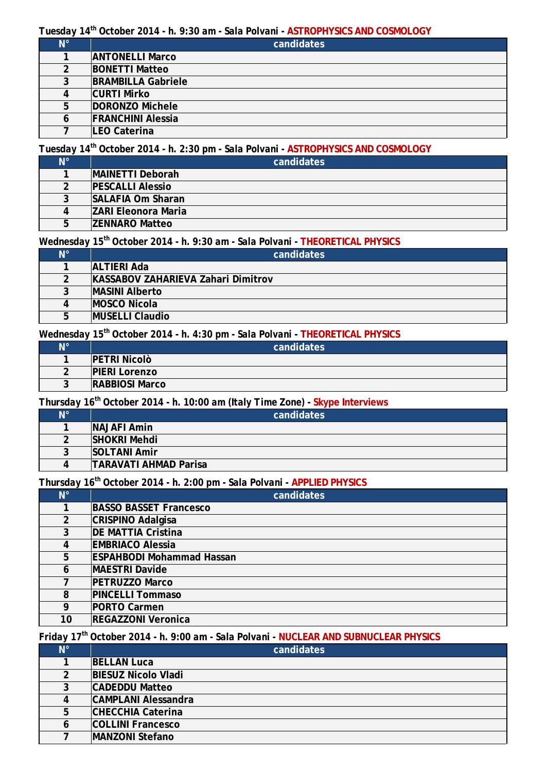**Tuesday 14th October 2014 - h. 9:30 am - Sala Polvani - ASTROPHYSICS AND COSMOLOGY**

| N° | candidates |
|---|---|
| 1 | ANTONELLI Marco |
| 2 | BONETTI Matteo |
| 3 | BRAMBILLA Gabriele |
| 4 | CURTI Mirko |
| 5 | DORONZO Michele |
| 6 | FRANCHINI Alessia |
| 7 | LEO Caterina |

**Tuesday 14th October 2014 - h. 2:30 pm - Sala Polvani - ASTROPHYSICS AND COSMOLOGY**

| N° | candidates |
|---|---|
| 1 | MAINETTI Deborah |
| 2 | PESCALLI Alessio |
| 3 | SALAFIA Om Sharan |
| 4 | ZARI Eleonora Maria |
| 5 | ZENNARO Matteo |

**Wednesday 15th October 2014 - h. 9:30 am - Sala Polvani - THEORETICAL PHYSICS**

| N° | candidates |
|---|---|
| 1 | ALTIERI Ada |
| 2 | KASSABOV ZAHARIEVA Zahari Dimitrov |
| 3 | MASINI Alberto |
| 4 | MOSCO Nicola |
| 5 | MUSELLI Claudio |

**Wednesday 15th October 2014 - h. 4:30 pm - Sala Polvani - THEORETICAL PHYSICS**

| N° | candidates |
|---|---|
| 1 | PETRI Nicolò |
| 2 | PIERI Lorenzo |
| 3 | RABBIOSI Marco |

**Thursday 16th October 2014 - h. 10:00 am (Italy Time Zone) - Skype Interviews**

| N° | candidates |
|---|---|
| 1 | NAJAFI Amin |
| 2 | SHOKRI Mehdi |
| 3 | SOLTANI Amir |
| 4 | TARAVATI AHMAD Parisa |

**Thursday 16th October 2014 - h. 2:00 pm - Sala Polvani - APPLIED PHYSICS**

| N° | candidates |
|---|---|
| 1 | BASSO BASSET Francesco |
| 2 | CRISPINO Adalgisa |
| 3 | DE MATTIA Cristina |
| 4 | EMBRIACO Alessia |
| 5 | ESPAHBODI Mohammad Hassan |
| 6 | MAESTRI Davide |
| 7 | PETRUZZO Marco |
| 8 | PINCELLI Tommaso |
| 9 | PORTO Carmen |
| 10 | REGAZZONI Veronica |

**Friday 17th October 2014 - h. 9:00 am - Sala Polvani - NUCLEAR AND SUBNUCLEAR PHYSICS**

| N° | candidates |
|---|---|
| 1 | BELLAN Luca |
| 2 | BIESUZ Nicolo Vladi |
| 3 | CADEDDU Matteo |
| 4 | CAMPLANI Alessandra |
| 5 | CHECCHIA Caterina |
| 6 | COLLINI Francesco |
| 7 | MANZONI Stefano |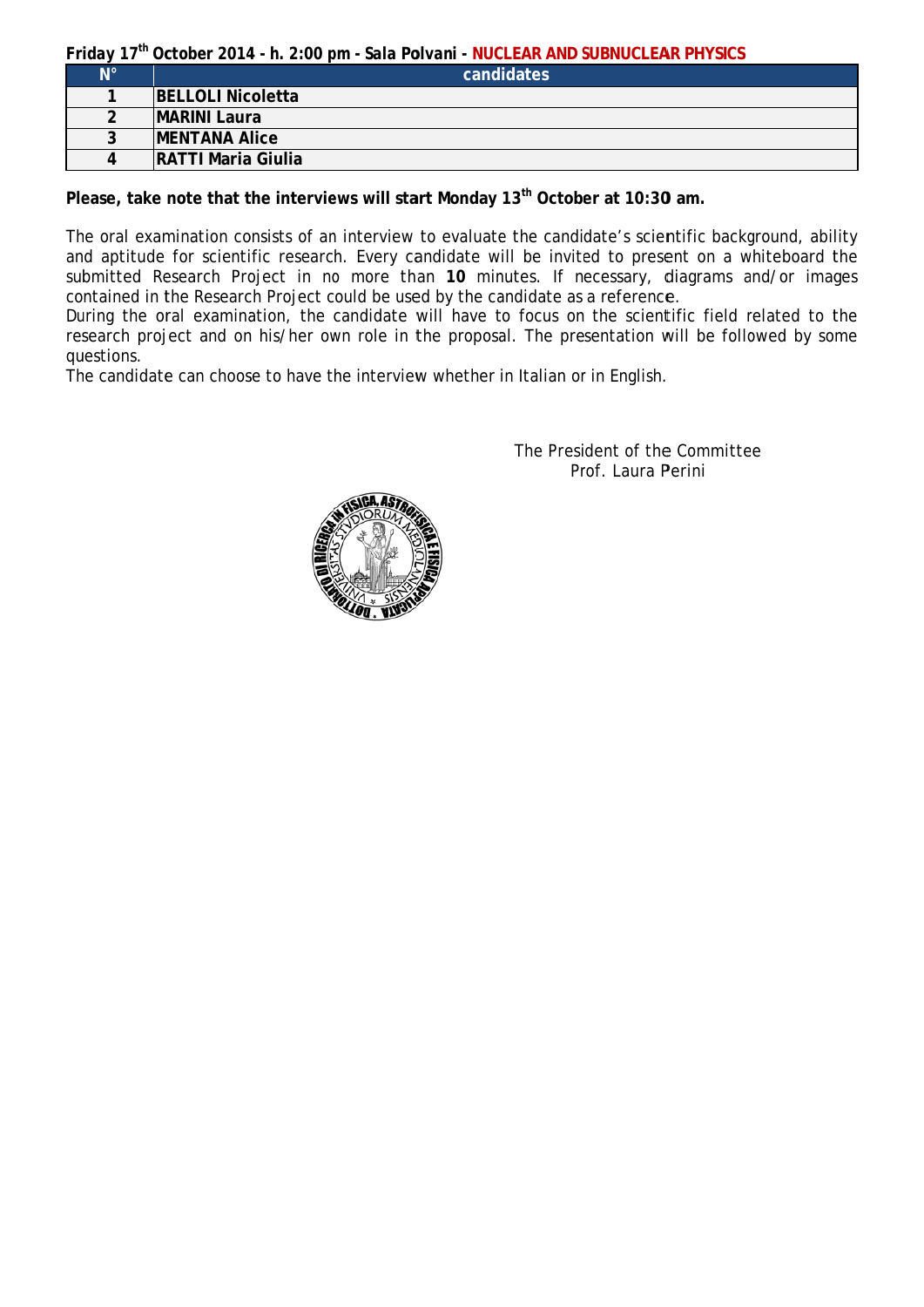**Friday 17th October 2014 - h. 2:00 pm - Sala Polvani - NUCLEAR AND SUBNUCLEAR PHYSICS**

| N° | candidates |
|---|---|
| 1 | BELLOLI Nicoletta |
| 2 | MARINI Laura |
| 3 | MENTANA Alice |
| 4 | RATTI Maria Giulia |

**Please, take note that the interviews will start Monday 13th October at 10:30 am.**

The oral examination consists of an interview to evaluate the candidate's scientific background, ability and aptitude for scientific research. Every candidate will be invited to present on a whiteboard the submitted Research Project in no more than **10** minutes. If necessary, diagrams and/or images contained in the Research Project could be used by the candidate as a reference.
During the oral examination, the candidate will have to focus on the scientific field related to the research project and on his/her own role in the proposal. The presentation will be followed by some questions.
The candidate can choose to have the interview whether in Italian or in English.

The President of the Committee
Prof. Laura Perini